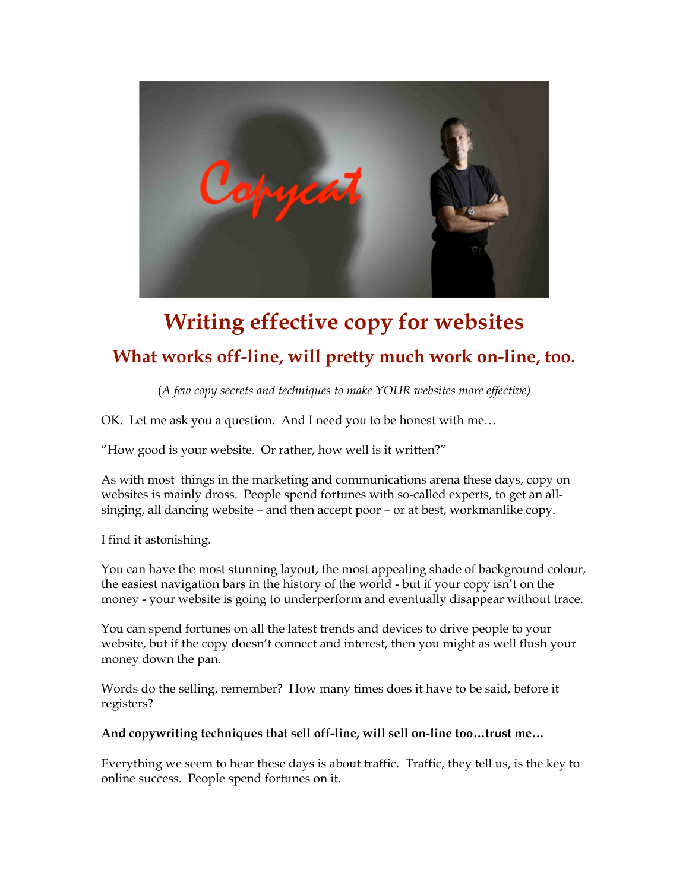# Writing effective copy for websites

## What works off-line, will pretty much work on-line, too.

*(A few copy secrets and techniques to make YOUR websites more effective)*

OK. Let me ask you a question. And I need you to be honest with me…

"How good is your website. Or rather, how well is it written?"

As with most things in the marketing and communications arena these days, copy on websites is mainly dross. People spend fortunes with so-called experts, to get an all-singing, all dancing website – and then accept poor – or at best, workmanlike copy.

I find it astonishing.

You can have the most stunning layout, the most appealing shade of background colour, the easiest navigation bars in the history of the world - but if your copy isn't on the money - your website is going to underperform and eventually disappear without trace.

You can spend fortunes on all the latest trends and devices to drive people to your website, but if the copy doesn't connect and interest, then you might as well flush your money down the pan.

Words do the selling, remember? How many times does it have to be said, before it registers?

**And copywriting techniques that sell off-line, will sell on-line too…trust me…**

Everything we seem to hear these days is about traffic. Traffic, they tell us, is the key to online success. People spend fortunes on it.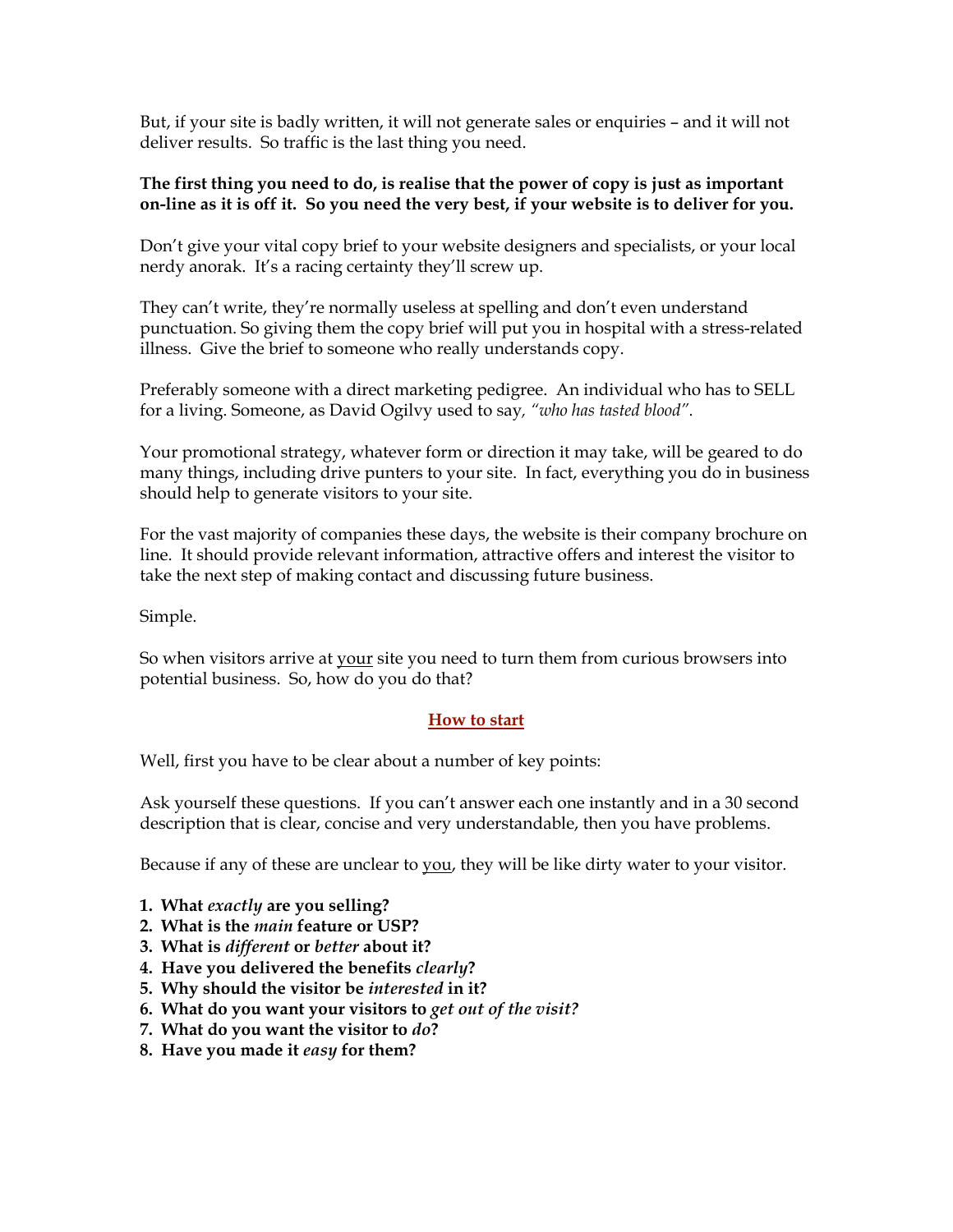But, if your site is badly written, it will not generate sales or enquiries – and it will not deliver results. So traffic is the last thing you need.

**The first thing you need to do, is realise that the power of copy is just as important on-line as it is off it. So you need the very best, if your website is to deliver for you.**

Don't give your vital copy brief to your website designers and specialists, or your local nerdy anorak. It's a racing certainty they'll screw up.

They can't write, they're normally useless at spelling and don't even understand punctuation. So giving them the copy brief will put you in hospital with a stress-related illness. Give the brief to someone who really understands copy.

Preferably someone with a direct marketing pedigree. An individual who has to SELL for a living. Someone, as David Ogilvy used to say, *"who has tasted blood"*.

Your promotional strategy, whatever form or direction it may take, will be geared to do many things, including drive punters to your site. In fact, everything you do in business should help to generate visitors to your site.

For the vast majority of companies these days, the website is their company brochure on line. It should provide relevant information, attractive offers and interest the visitor to take the next step of making contact and discussing future business.

Simple.

So when visitors arrive at <u>your</u> site you need to turn them from curious browsers into potential business. So, how do you do that?

## How to start

Well, first you have to be clear about a number of key points:

Ask yourself these questions. If you can't answer each one instantly and in a 30 second description that is clear, concise and very understandable, then you have problems.

Because if any of these are unclear to <u>you</u>, they will be like dirty water to your visitor.

1. **What *exactly* are you selling?**
2. **What is the *main* feature or USP?**
3. **What is *different* or *better* about it?**
4. **Have you delivered the benefits *clearly*?**
5. **Why should the visitor be *interested* in it?**
6. **What do you want your visitors to *get out of the visit?***
7. **What do you want the visitor to *do*?**
8. **Have you made it *easy* for them?**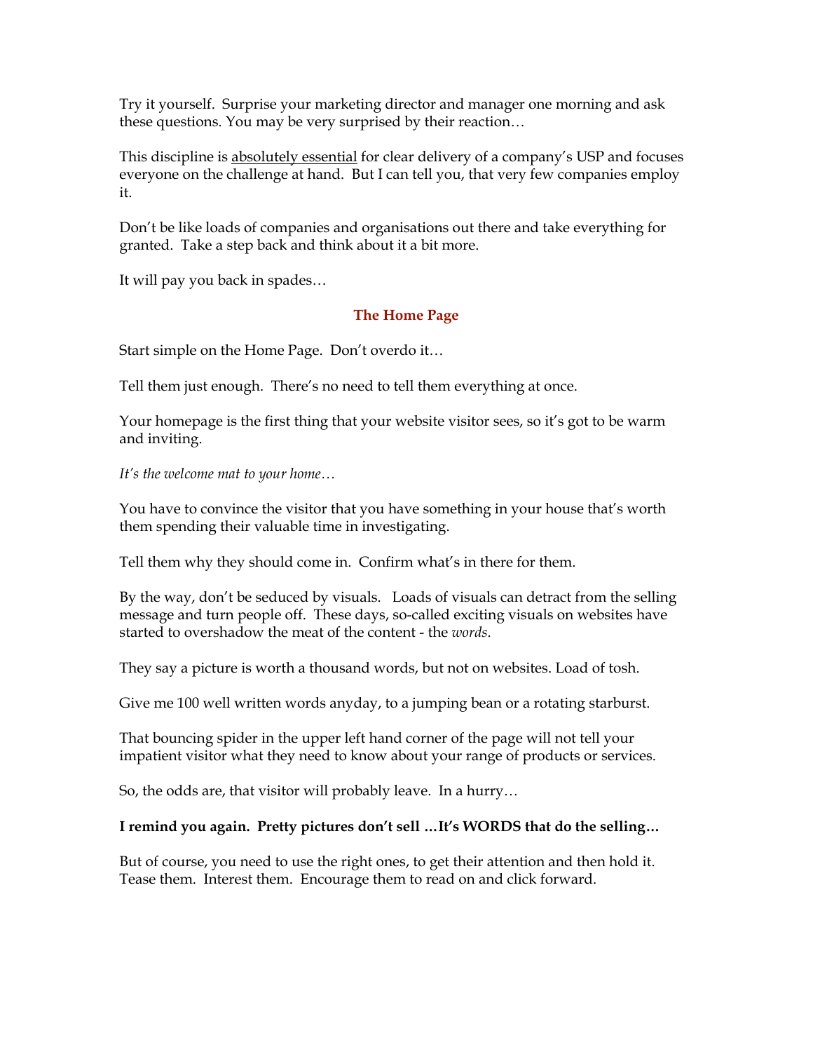Try it yourself. Surprise your marketing director and manager one morning and ask these questions. You may be very surprised by their reaction…

This discipline is <u>absolutely essential</u> for clear delivery of a company's USP and focuses everyone on the challenge at hand. But I can tell you, that very few companies employ it.

Don't be like loads of companies and organisations out there and take everything for granted. Take a step back and think about it a bit more.

It will pay you back in spades…

## The Home Page

Start simple on the Home Page. Don't overdo it…

Tell them just enough. There's no need to tell them everything at once.

Your homepage is the first thing that your website visitor sees, so it's got to be warm and inviting.

*It's the welcome mat to your home…*

You have to convince the visitor that you have something in your house that's worth them spending their valuable time in investigating.

Tell them why they should come in. Confirm what's in there for them.

By the way, don't be seduced by visuals. Loads of visuals can detract from the selling message and turn people off. These days, so-called exciting visuals on websites have started to overshadow the meat of the content - the *words*.

They say a picture is worth a thousand words, but not on websites. Load of tosh.

Give me 100 well written words anyday, to a jumping bean or a rotating starburst.

That bouncing spider in the upper left hand corner of the page will not tell your impatient visitor what they need to know about your range of products or services.

So, the odds are, that visitor will probably leave. In a hurry…

**I remind you again. Pretty pictures don't sell …It's WORDS that do the selling…**

But of course, you need to use the right ones, to get their attention and then hold it. Tease them. Interest them. Encourage them to read on and click forward.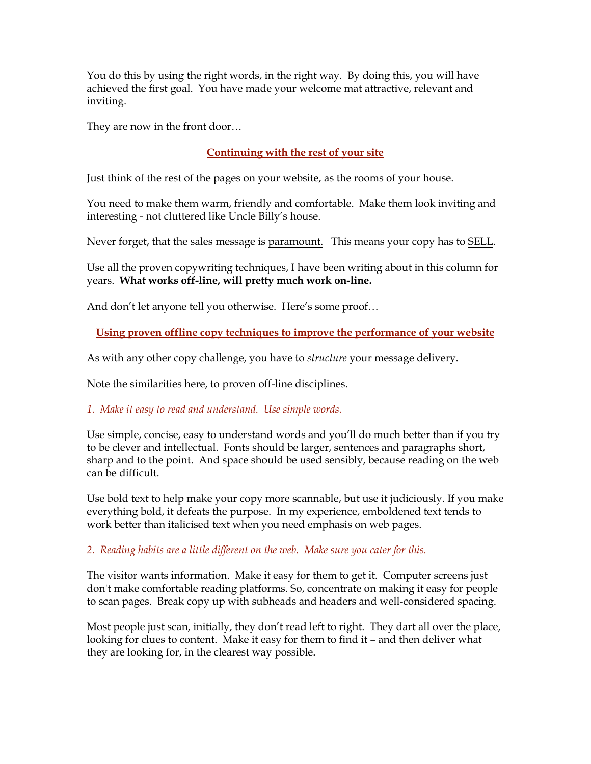You do this by using the right words, in the right way. By doing this, you will have achieved the first goal. You have made your welcome mat attractive, relevant and inviting.

They are now in the front door…

## <u>Continuing with the rest of your site</u>

Just think of the rest of the pages on your website, as the rooms of your house.

You need to make them warm, friendly and comfortable. Make them look inviting and interesting - not cluttered like Uncle Billy's house.

Never forget, that the sales message is <u>paramount.</u> This means your copy has to <u>SELL</u>.

Use all the proven copywriting techniques, I have been writing about in this column for years. **What works off-line, will pretty much work on-line.**

And don't let anyone tell you otherwise. Here's some proof…

## <u>Using proven offline copy techniques to improve the performance of your website</u>

As with any other copy challenge, you have to *structure* your message delivery.

Note the similarities here, to proven off-line disciplines.

*1. Make it easy to read and understand. Use simple words.*

Use simple, concise, easy to understand words and you'll do much better than if you try to be clever and intellectual. Fonts should be larger, sentences and paragraphs short, sharp and to the point. And space should be used sensibly, because reading on the web can be difficult.

Use bold text to help make your copy more scannable, but use it judiciously. If you make everything bold, it defeats the purpose. In my experience, emboldened text tends to work better than italicised text when you need emphasis on web pages.

*2. Reading habits are a little different on the web. Make sure you cater for this.*

The visitor wants information. Make it easy for them to get it. Computer screens just don't make comfortable reading platforms. So, concentrate on making it easy for people to scan pages. Break copy up with subheads and headers and well-considered spacing.

Most people just scan, initially, they don't read left to right. They dart all over the place, looking for clues to content. Make it easy for them to find it – and then deliver what they are looking for, in the clearest way possible.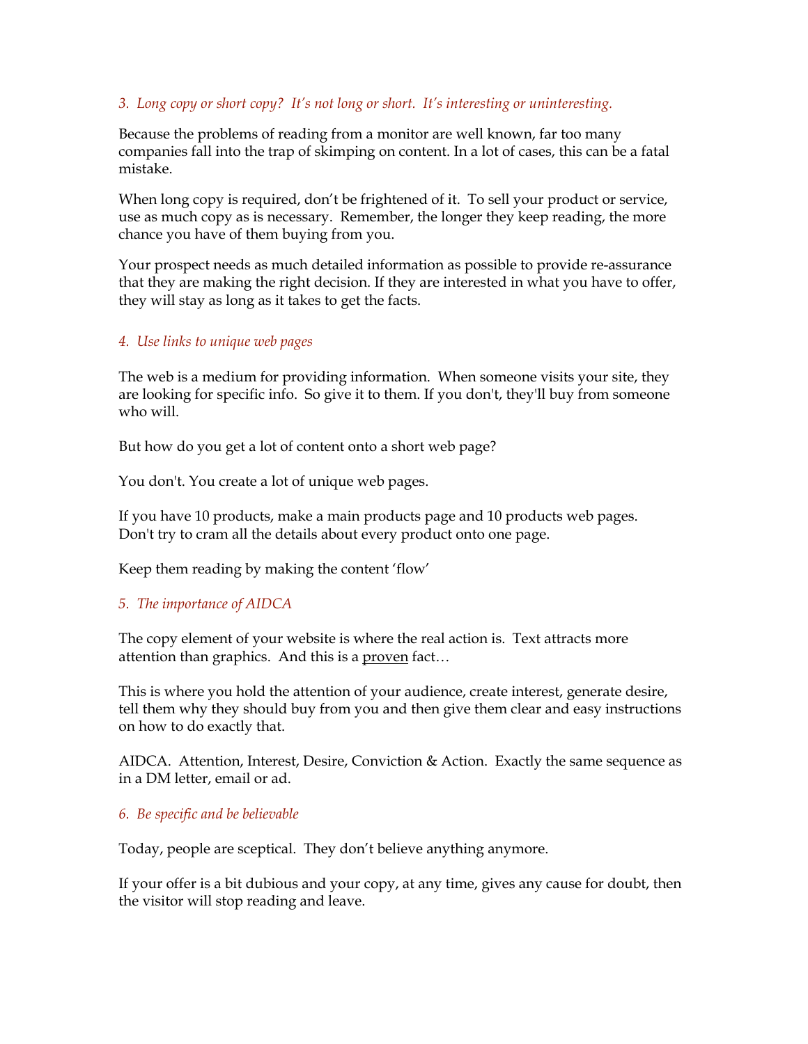### *3. Long copy or short copy? It's not long or short. It's interesting or uninteresting.*

Because the problems of reading from a monitor are well known, far too many companies fall into the trap of skimping on content. In a lot of cases, this can be a fatal mistake.

When long copy is required, don't be frightened of it. To sell your product or service, use as much copy as is necessary. Remember, the longer they keep reading, the more chance you have of them buying from you.

Your prospect needs as much detailed information as possible to provide re-assurance that they are making the right decision. If they are interested in what you have to offer, they will stay as long as it takes to get the facts.

### *4. Use links to unique web pages*

The web is a medium for providing information. When someone visits your site, they are looking for specific info. So give it to them. If you don't, they'll buy from someone who will.

But how do you get a lot of content onto a short web page?

You don't. You create a lot of unique web pages.

If you have 10 products, make a main products page and 10 products web pages. Don't try to cram all the details about every product onto one page.

Keep them reading by making the content 'flow'

### *5. The importance of AIDCA*

The copy element of your website is where the real action is. Text attracts more attention than graphics. And this is a <u>proven</u> fact…

This is where you hold the attention of your audience, create interest, generate desire, tell them why they should buy from you and then give them clear and easy instructions on how to do exactly that.

AIDCA. Attention, Interest, Desire, Conviction & Action. Exactly the same sequence as in a DM letter, email or ad.

### *6. Be specific and be believable*

Today, people are sceptical. They don't believe anything anymore.

If your offer is a bit dubious and your copy, at any time, gives any cause for doubt, then the visitor will stop reading and leave.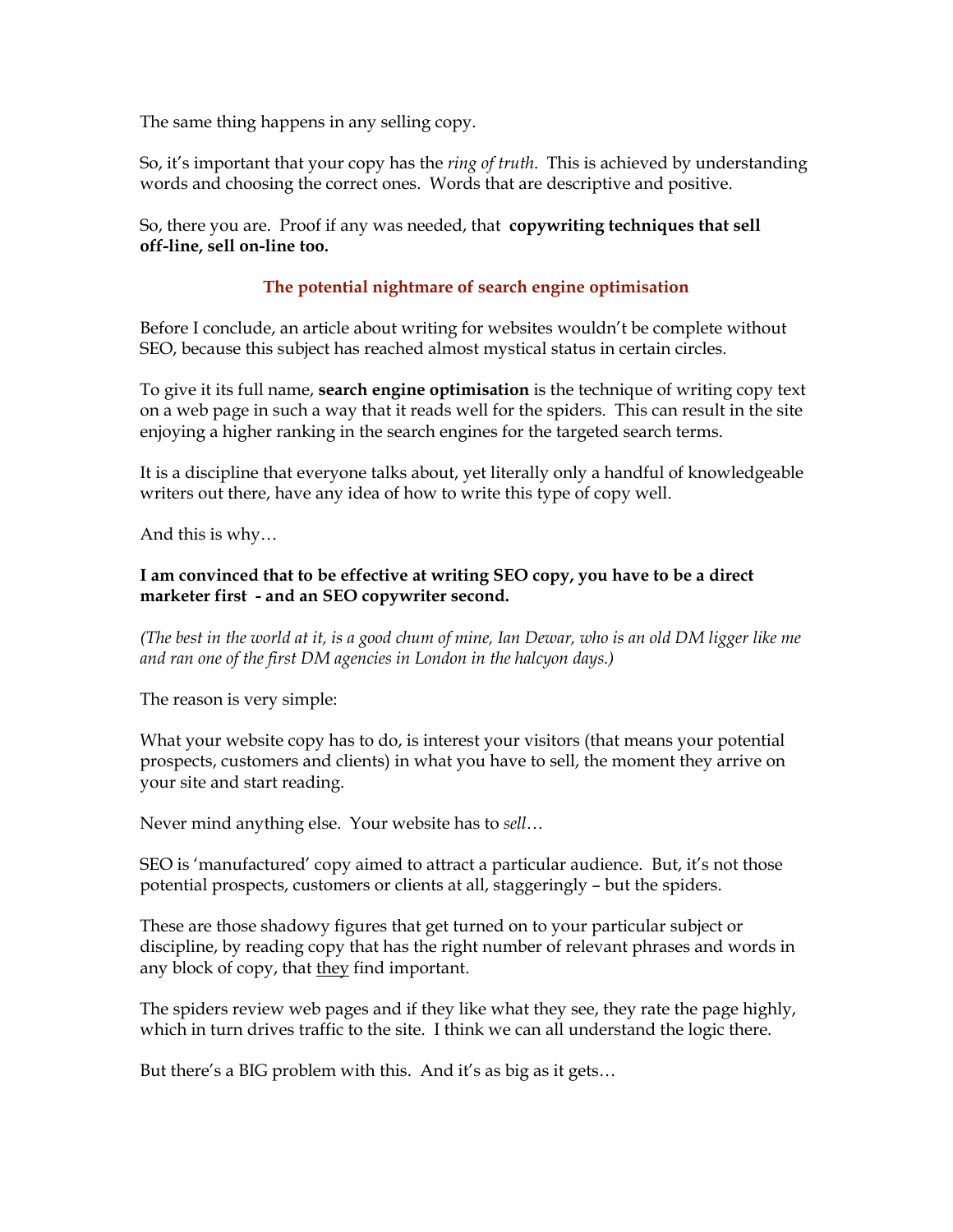The same thing happens in any selling copy.

So, it's important that your copy has the *ring of truth*. This is achieved by understanding words and choosing the correct ones. Words that are descriptive and positive.

So, there you are. Proof if any was needed, that **copywriting techniques that sell off-line, sell on-line too.**

## The potential nightmare of search engine optimisation

Before I conclude, an article about writing for websites wouldn't be complete without SEO, because this subject has reached almost mystical status in certain circles.

To give it its full name, **search engine optimisation** is the technique of writing copy text on a web page in such a way that it reads well for the spiders. This can result in the site enjoying a higher ranking in the search engines for the targeted search terms.

It is a discipline that everyone talks about, yet literally only a handful of knowledgeable writers out there, have any idea of how to write this type of copy well.

And this is why…

**I am convinced that to be effective at writing SEO copy, you have to be a direct marketer first - and an SEO copywriter second.**

*(The best in the world at it, is a good chum of mine, Ian Dewar, who is an old DM ligger like me and ran one of the first DM agencies in London in the halcyon days.)*

The reason is very simple:

What your website copy has to do, is interest your visitors (that means your potential prospects, customers and clients) in what you have to sell, the moment they arrive on your site and start reading.

Never mind anything else. Your website has to *sell*…

SEO is 'manufactured' copy aimed to attract a particular audience. But, it's not those potential prospects, customers or clients at all, staggeringly – but the spiders.

These are those shadowy figures that get turned on to your particular subject or discipline, by reading copy that has the right number of relevant phrases and words in any block of copy, that <u>they</u> find important.

The spiders review web pages and if they like what they see, they rate the page highly, which in turn drives traffic to the site. I think we can all understand the logic there.

But there's a BIG problem with this. And it's as big as it gets…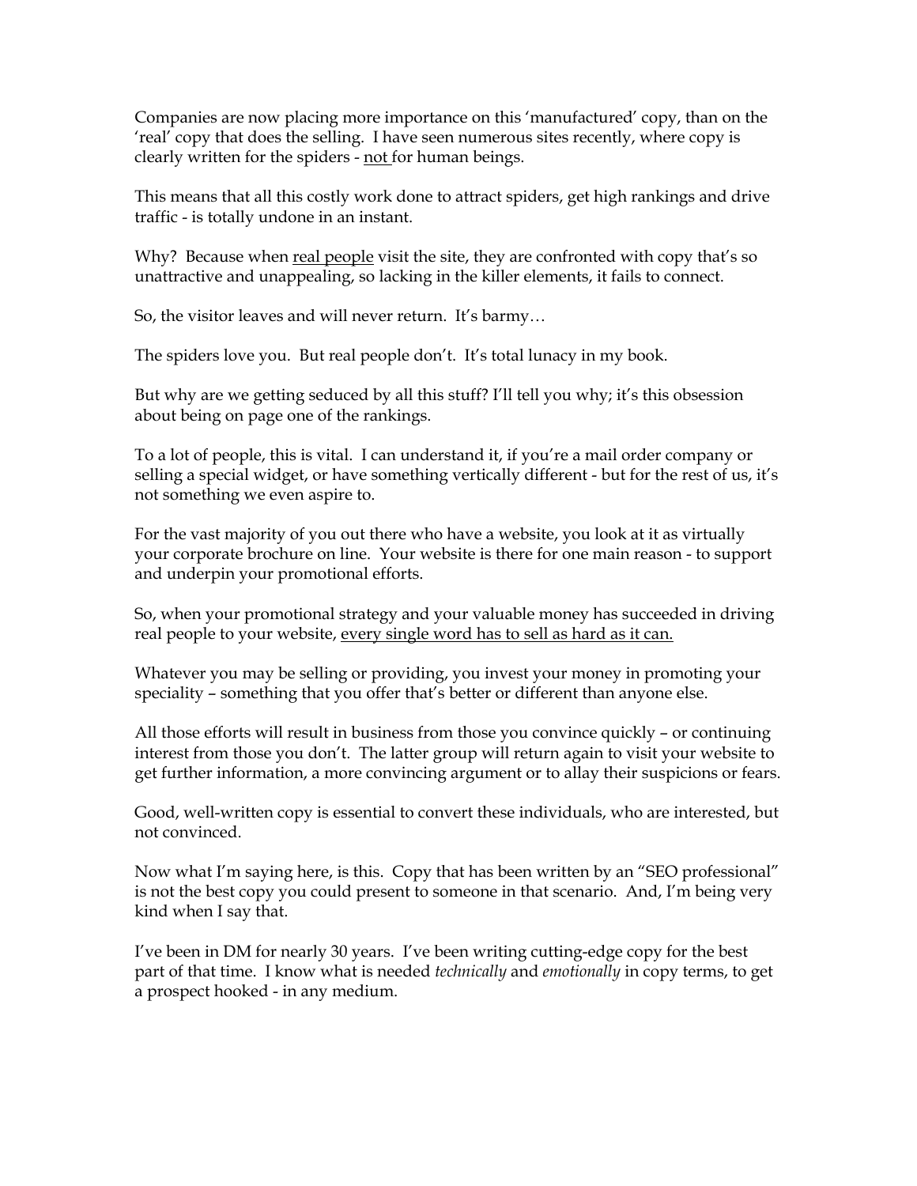Companies are now placing more importance on this 'manufactured' copy, than on the 'real' copy that does the selling. I have seen numerous sites recently, where copy is clearly written for the spiders - <u>not</u> for human beings.

This means that all this costly work done to attract spiders, get high rankings and drive traffic - is totally undone in an instant.

Why? Because when <u>real people</u> visit the site, they are confronted with copy that's so unattractive and unappealing, so lacking in the killer elements, it fails to connect.

So, the visitor leaves and will never return. It's barmy…

The spiders love you. But real people don't. It's total lunacy in my book.

But why are we getting seduced by all this stuff? I'll tell you why; it's this obsession about being on page one of the rankings.

To a lot of people, this is vital. I can understand it, if you're a mail order company or selling a special widget, or have something vertically different - but for the rest of us, it's not something we even aspire to.

For the vast majority of you out there who have a website, you look at it as virtually your corporate brochure on line. Your website is there for one main reason - to support and underpin your promotional efforts.

So, when your promotional strategy and your valuable money has succeeded in driving real people to your website, <u>every single word has to sell as hard as it can.</u>

Whatever you may be selling or providing, you invest your money in promoting your speciality – something that you offer that's better or different than anyone else.

All those efforts will result in business from those you convince quickly – or continuing interest from those you don't. The latter group will return again to visit your website to get further information, a more convincing argument or to allay their suspicions or fears.

Good, well-written copy is essential to convert these individuals, who are interested, but not convinced.

Now what I'm saying here, is this. Copy that has been written by an "SEO professional" is not the best copy you could present to someone in that scenario. And, I'm being very kind when I say that.

I've been in DM for nearly 30 years. I've been writing cutting-edge copy for the best part of that time. I know what is needed *technically* and *emotionally* in copy terms, to get a prospect hooked - in any medium.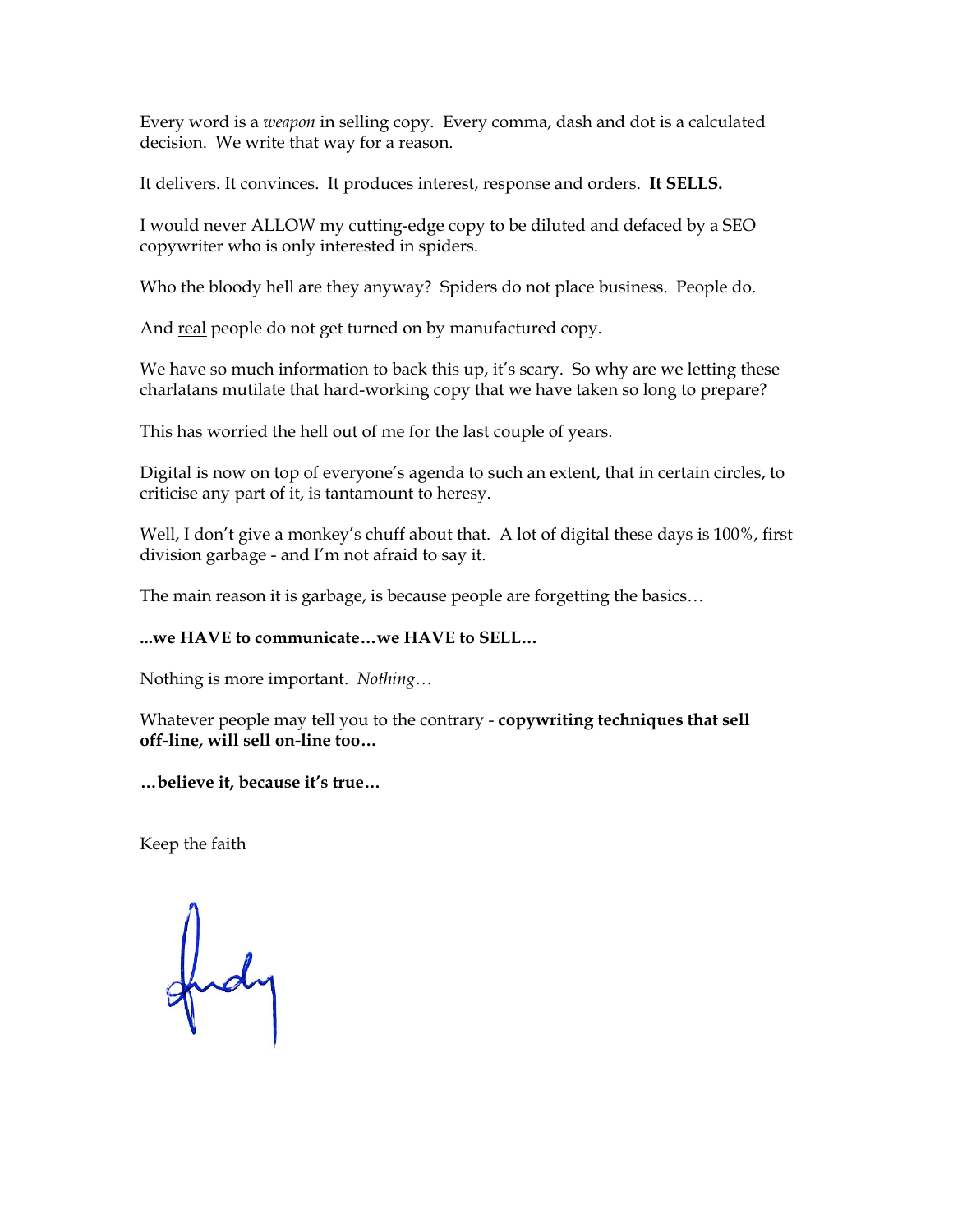Every word is a *weapon* in selling copy. Every comma, dash and dot is a calculated decision. We write that way for a reason.

It delivers. It convinces. It produces interest, response and orders. **It SELLS.**

I would never ALLOW my cutting-edge copy to be diluted and defaced by a SEO copywriter who is only interested in spiders.

Who the bloody hell are they anyway? Spiders do not place business. People do.

And <u>real</u> people do not get turned on by manufactured copy.

We have so much information to back this up, it's scary. So why are we letting these charlatans mutilate that hard-working copy that we have taken so long to prepare?

This has worried the hell out of me for the last couple of years.

Digital is now on top of everyone's agenda to such an extent, that in certain circles, to criticise any part of it, is tantamount to heresy.

Well, I don't give a monkey's chuff about that. A lot of digital these days is 100%, first division garbage - and I'm not afraid to say it.

The main reason it is garbage, is because people are forgetting the basics…

**...we HAVE to communicate…we HAVE to SELL…**

Nothing is more important. *Nothing…*

Whatever people may tell you to the contrary - **copywriting techniques that sell off-line, will sell on-line too…**

**…believe it, because it's true…**

Keep the faith

Andy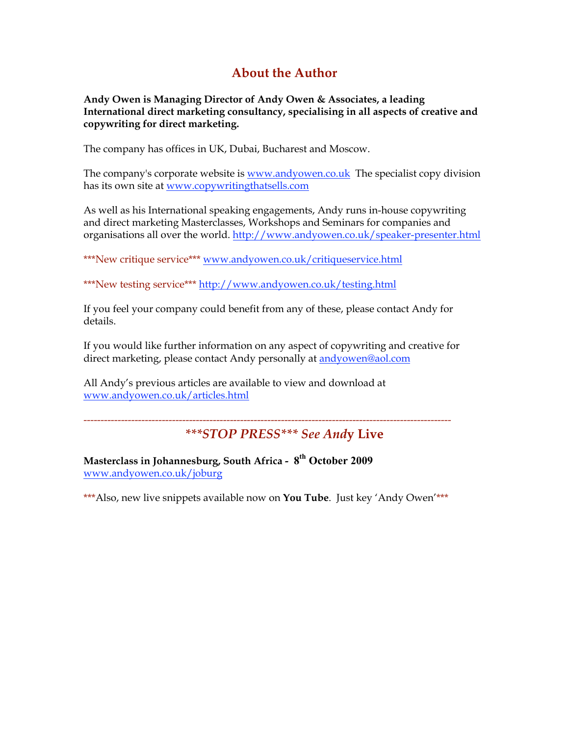## About the Author

**Andy Owen is Managing Director of Andy Owen & Associates, a leading International direct marketing consultancy, specialising in all aspects of creative and copywriting for direct marketing.**

The company has offices in UK, Dubai, Bucharest and Moscow.

The company's corporate website is www.andyowen.co.uk The specialist copy division has its own site at www.copywritingthatsells.com

As well as his International speaking engagements, Andy runs in-house copywriting and direct marketing Masterclasses, Workshops and Seminars for companies and organisations all over the world. http://www.andyowen.co.uk/speaker-presenter.html

***New critique service*** www.andyowen.co.uk/critiqueservice.html

***New testing service*** http://www.andyowen.co.uk/testing.html

If you feel your company could benefit from any of these, please contact Andy for details.

If you would like further information on any aspect of copywriting and creative for direct marketing, please contact Andy personally at andyowen@aol.com

All Andy's previous articles are available to view and download at www.andyowen.co.uk/articles.html

---

## ***STOP PRESS*** *See Andy* **Live**

**Masterclass in Johannesburg, South Africa - 8th October 2009**
www.andyowen.co.uk/joburg

***Also, new live snippets available now on **You Tube**. Just key 'Andy Owen'***